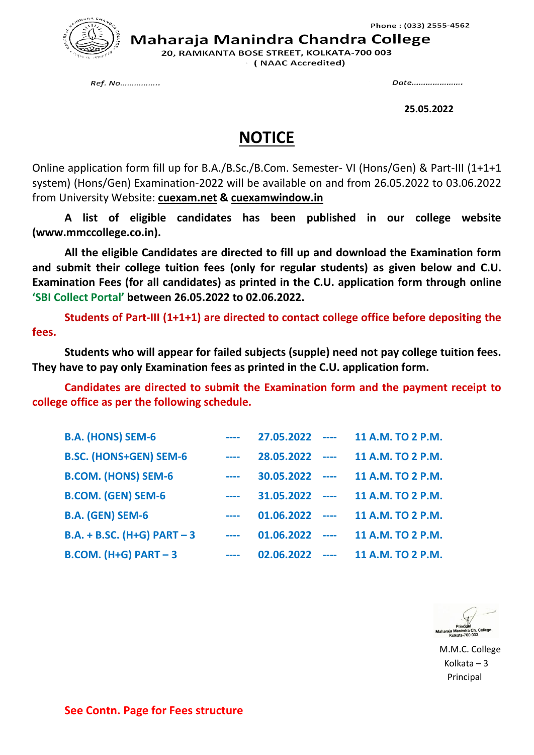Phone : (033) 2555-4562

# Maharaja Manindra Chandra College

20, RAMKANTA BOSE STREET, KOLKATA-700 003

( NAAC Accredited)

Ref. No……………..   Date………………….

**25.05.2022**

# NOTICE

Online application form fill up for B.A./B.Sc./B.Com. Semester- VI (Hons/Gen) & Part-III (1+1+1 system) (Hons/Gen) Examination-2022 will be available on and from 26.05.2022 to 03.06.2022 from University Website: **cuexam.net & cuexamwindow.in**

**A list of eligible candidates has been published in our college website (www.mmccollege.co.in).**

**All the eligible Candidates are directed to fill up and download the Examination form and submit their college tuition fees (only for regular students) as given below and C.U. Examination Fees (for all candidates) as printed in the C.U. application form through online 'SBI Collect Portal' between 26.05.2022 to 02.06.2022.**

**Students of Part-III (1+1+1) are directed to contact college office before depositing the fees.**

**Students who will appear for failed subjects (supple) need not pay college tuition fees. They have to pay only Examination fees as printed in the C.U. application form.**

**Candidates are directed to submit the Examination form and the payment receipt to college office as per the following schedule.**

| | | | | |
|---|---|---|---|---|
| B.A. (HONS) SEM-6 | ---- | 27.05.2022 | ---- | 11 A.M. TO 2 P.M. |
| B.SC. (HONS+GEN) SEM-6 | ---- | 28.05.2022 | ---- | 11 A.M. TO 2 P.M. |
| B.COM. (HONS) SEM-6 | ---- | 30.05.2022 | ---- | 11 A.M. TO 2 P.M. |
| B.COM. (GEN) SEM-6 | ---- | 31.05.2022 | ---- | 11 A.M. TO 2 P.M. |
| B.A. (GEN) SEM-6 | ---- | 01.06.2022 | ---- | 11 A.M. TO 2 P.M. |
| B.A. + B.SC. (H+G) PART – 3 | ---- | 01.06.2022 | ---- | 11 A.M. TO 2 P.M. |
| B.COM. (H+G) PART – 3 | ---- | 02.06.2022 | ---- | 11 A.M. TO 2 P.M. |

Principal
Maharaja Manindra Ch. College
Kolkata-700 003

M.M.C. College
Kolkata – 3
Principal

**See Contn. Page for Fees structure**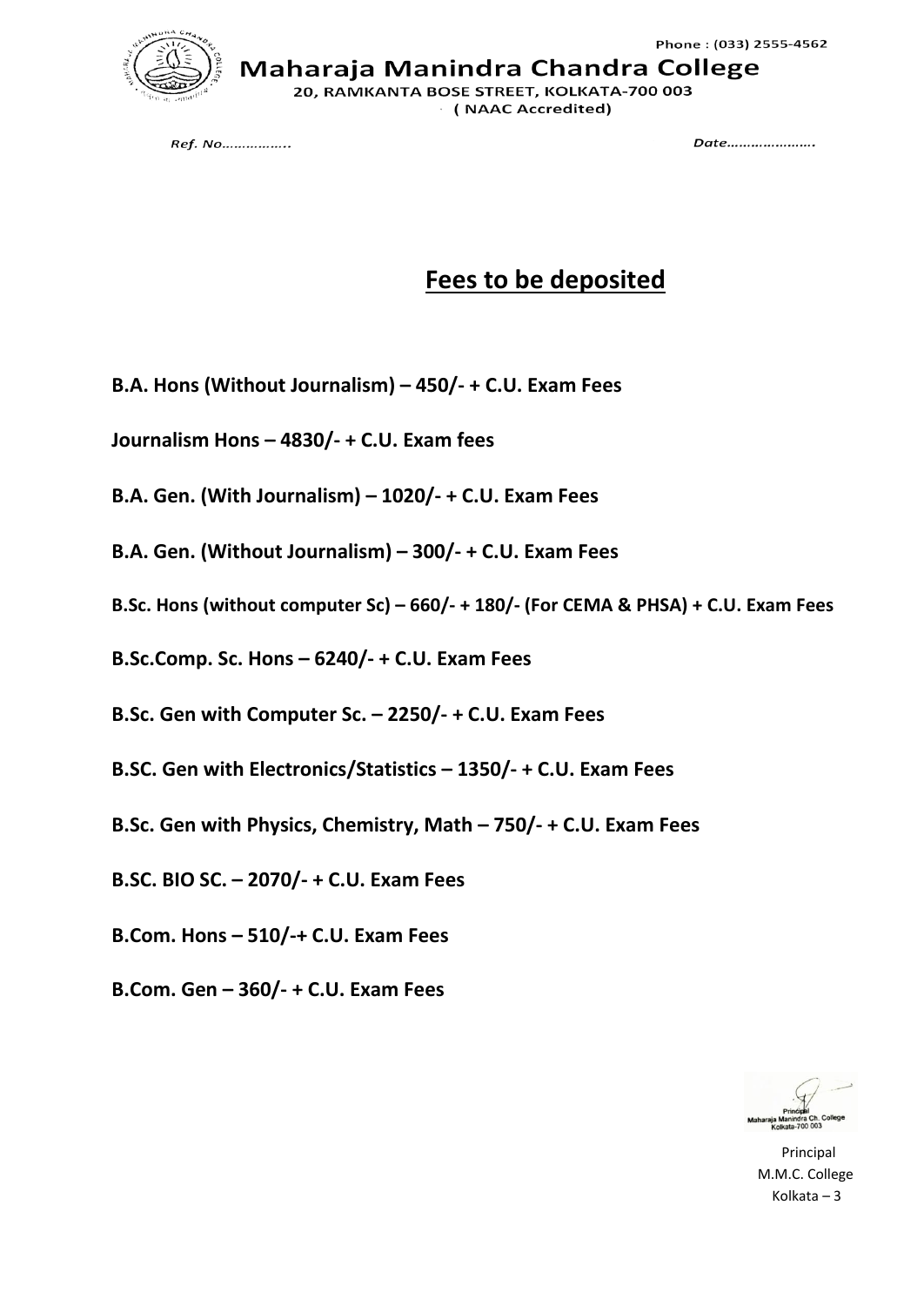Phone : (033) 2555-4562

# Maharaja Manindra Chandra College

20, RAMKANTA BOSE STREET, KOLKATA-700 003

( NAAC Accredited)

*Ref. No……………..* *Date………………….*

## Fees to be deposited

**B.A. Hons (Without Journalism) – 450/- + C.U. Exam Fees**

**Journalism Hons – 4830/- + C.U. Exam fees**

**B.A. Gen. (With Journalism) – 1020/- + C.U. Exam Fees**

**B.A. Gen. (Without Journalism) – 300/- + C.U. Exam Fees**

**B.Sc. Hons (without computer Sc) – 660/- + 180/- (For CEMA & PHSA) + C.U. Exam Fees**

**B.Sc.Comp. Sc. Hons – 6240/- + C.U. Exam Fees**

**B.Sc. Gen with Computer Sc. – 2250/- + C.U. Exam Fees**

**B.SC. Gen with Electronics/Statistics – 1350/- + C.U. Exam Fees**

**B.Sc. Gen with Physics, Chemistry, Math – 750/- + C.U. Exam Fees**

**B.SC. BIO SC. – 2070/- + C.U. Exam Fees**

**B.Com. Hons – 510/-+ C.U. Exam Fees**

**B.Com. Gen – 360/- + C.U. Exam Fees**

Principal
Maharaja Manindra Ch. College
Kolkata-700 003

Principal
M.M.C. College
Kolkata – 3